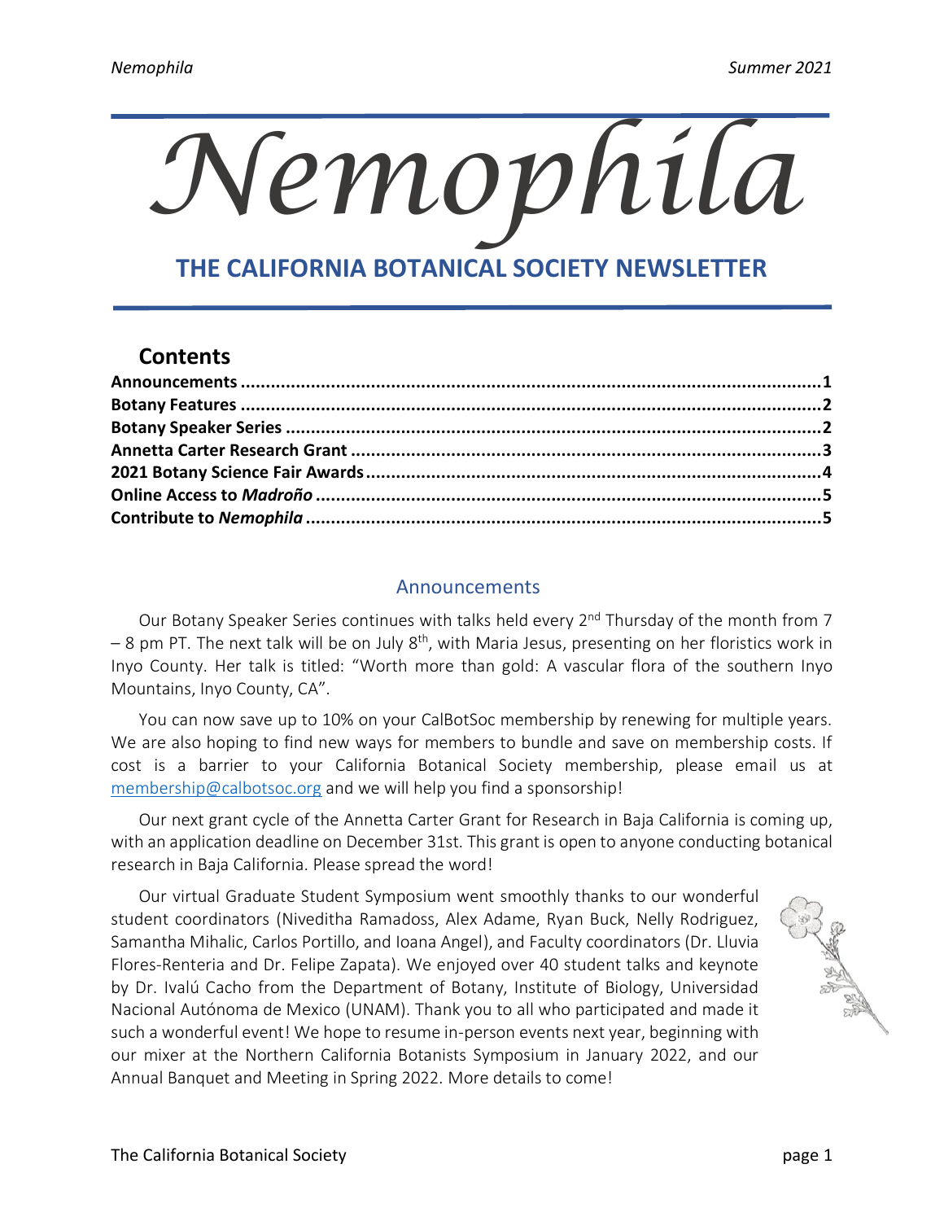# *Nemophila*

## THE CALIFORNIA BOTANICAL SOCIETY NEWSLETTER

## Contents

**Announcements** ........................................................................................................**1**
**Botany Features** ........................................................................................................**2**
**Botany Speaker Series** ...............................................................................................**2**
**Annetta Carter Research Grant** ..................................................................................**3**
**2021 Botany Science Fair Awards** ................................................................................**4**
**Online Access to *Madroño*** ........................................................................................**5**
**Contribute to *Nemophila*** ..........................................................................................**5**

## Announcements

Our Botany Speaker Series continues with talks held every 2nd Thursday of the month from 7 – 8 pm PT. The next talk will be on July 8th, with Maria Jesus, presenting on her floristics work in Inyo County. Her talk is titled: "Worth more than gold: A vascular flora of the southern Inyo Mountains, Inyo County, CA".

You can now save up to 10% on your CalBotSoc membership by renewing for multiple years. We are also hoping to find new ways for members to bundle and save on membership costs. If cost is a barrier to your California Botanical Society membership, please email us at membership@calbotsoc.org and we will help you find a sponsorship!

Our next grant cycle of the Annetta Carter Grant for Research in Baja California is coming up, with an application deadline on December 31st. This grant is open to anyone conducting botanical research in Baja California. Please spread the word!

Our virtual Graduate Student Symposium went smoothly thanks to our wonderful student coordinators (Niveditha Ramadoss, Alex Adame, Ryan Buck, Nelly Rodriguez, Samantha Mihalic, Carlos Portillo, and Ioana Angel), and Faculty coordinators (Dr. Lluvia Flores-Renteria and Dr. Felipe Zapata). We enjoyed over 40 student talks and keynote by Dr. Ivalú Cacho from the Department of Botany, Institute of Biology, Universidad Nacional Autónoma de Mexico (UNAM). Thank you to all who participated and made it such a wonderful event! We hope to resume in-person events next year, beginning with our mixer at the Northern California Botanists Symposium in January 2022, and our Annual Banquet and Meeting in Spring 2022. More details to come!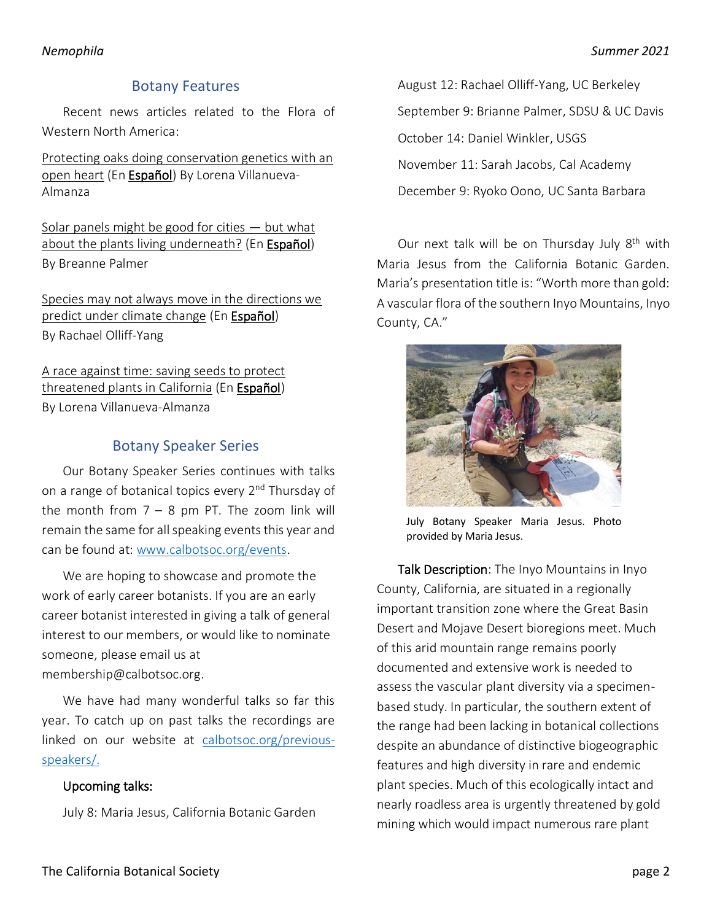## Botany Features

Recent news articles related to the Flora of Western North America:

Protecting oaks doing conservation genetics with an open heart (En Español) By Lorena Villanueva-Almanza

Solar panels might be good for cities — but what about the plants living underneath? (En Español) By Breanne Palmer

Species may not always move in the directions we predict under climate change (En Español) By Rachael Olliff-Yang

A race against time: saving seeds to protect threatened plants in California (En Español) By Lorena Villanueva-Almanza

## Botany Speaker Series

Our Botany Speaker Series continues with talks on a range of botanical topics every 2nd Thursday of the month from 7 – 8 pm PT. The zoom link will remain the same for all speaking events this year and can be found at: www.calbotsoc.org/events.

We are hoping to showcase and promote the work of early career botanists. If you are an early career botanist interested in giving a talk of general interest to our members, or would like to nominate someone, please email us at membership@calbotsoc.org.

We have had many wonderful talks so far this year. To catch up on past talks the recordings are linked on our website at calbotsoc.org/previous-speakers/.

Upcoming talks:

July 8: Maria Jesus, California Botanic Garden

August 12: Rachael Olliff-Yang, UC Berkeley

September 9: Brianne Palmer, SDSU & UC Davis

October 14: Daniel Winkler, USGS

November 11: Sarah Jacobs, Cal Academy

December 9: Ryoko Oono, UC Santa Barbara

Our next talk will be on Thursday July 8th with Maria Jesus from the California Botanic Garden. Maria's presentation title is: "Worth more than gold: A vascular flora of the southern Inyo Mountains, Inyo County, CA."

July Botany Speaker Maria Jesus. Photo provided by Maria Jesus.

Talk Description: The Inyo Mountains in Inyo County, California, are situated in a regionally important transition zone where the Great Basin Desert and Mojave Desert bioregions meet. Much of this arid mountain range remains poorly documented and extensive work is needed to assess the vascular plant diversity via a specimen-based study. In particular, the southern extent of the range had been lacking in botanical collections despite an abundance of distinctive biogeographic features and high diversity in rare and endemic plant species. Much of this ecologically intact and nearly roadless area is urgently threatened by gold mining which would impact numerous rare plant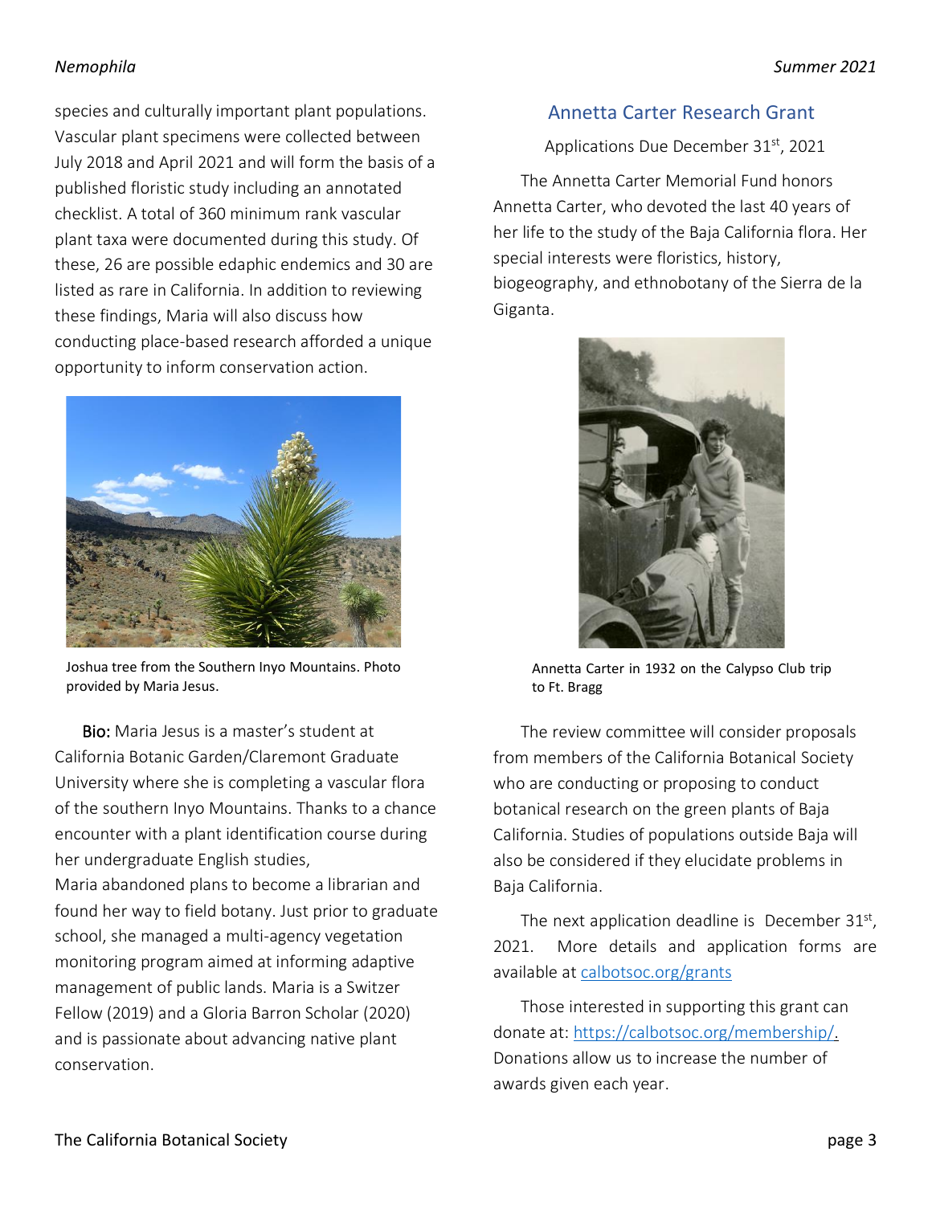species and culturally important plant populations. Vascular plant specimens were collected between July 2018 and April 2021 and will form the basis of a published floristic study including an annotated checklist. A total of 360 minimum rank vascular plant taxa were documented during this study. Of these, 26 are possible edaphic endemics and 30 are listed as rare in California. In addition to reviewing these findings, Maria will also discuss how conducting place-based research afforded a unique opportunity to inform conservation action.

Joshua tree from the Southern Inyo Mountains. Photo provided by Maria Jesus.

**Bio:** Maria Jesus is a master's student at California Botanic Garden/Claremont Graduate University where she is completing a vascular flora of the southern Inyo Mountains. Thanks to a chance encounter with a plant identification course during her undergraduate English studies, Maria abandoned plans to become a librarian and found her way to field botany. Just prior to graduate school, she managed a multi-agency vegetation monitoring program aimed at informing adaptive management of public lands. Maria is a Switzer Fellow (2019) and a Gloria Barron Scholar (2020) and is passionate about advancing native plant conservation.

## Annetta Carter Research Grant

Applications Due December 31st, 2021

The Annetta Carter Memorial Fund honors Annetta Carter, who devoted the last 40 years of her life to the study of the Baja California flora. Her special interests were floristics, history, biogeography, and ethnobotany of the Sierra de la Giganta.

Annetta Carter in 1932 on the Calypso Club trip to Ft. Bragg

The review committee will consider proposals from members of the California Botanical Society who are conducting or proposing to conduct botanical research on the green plants of Baja California. Studies of populations outside Baja will also be considered if they elucidate problems in Baja California.

The next application deadline is December 31st, 2021. More details and application forms are available at calbotsoc.org/grants

Those interested in supporting this grant can donate at: https://calbotsoc.org/membership/. Donations allow us to increase the number of awards given each year.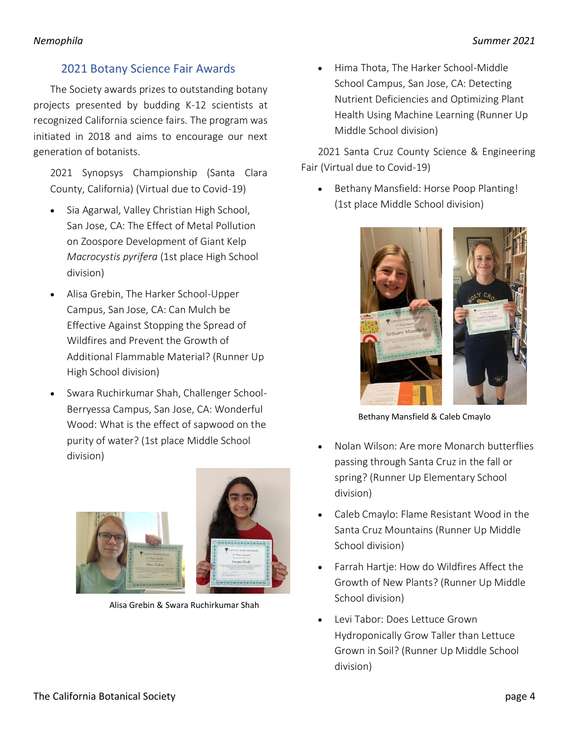## 2021 Botany Science Fair Awards

The Society awards prizes to outstanding botany projects presented by budding K-12 scientists at recognized California science fairs. The program was initiated in 2018 and aims to encourage our next generation of botanists.

2021 Synopsys Championship (Santa Clara County, California) (Virtual due to Covid-19)

- Sia Agarwal, Valley Christian High School, San Jose, CA: The Effect of Metal Pollution on Zoospore Development of Giant Kelp *Macrocystis pyrifera* (1st place High School division)
- Alisa Grebin, The Harker School-Upper Campus, San Jose, CA: Can Mulch be Effective Against Stopping the Spread of Wildfires and Prevent the Growth of Additional Flammable Material? (Runner Up High School division)
- Swara Ruchirkumar Shah, Challenger School-Berryessa Campus, San Jose, CA: Wonderful Wood: What is the effect of sapwood on the purity of water? (1st place Middle School division)

Alisa Grebin & Swara Ruchirkumar Shah

- Hima Thota, The Harker School-Middle School Campus, San Jose, CA: Detecting Nutrient Deficiencies and Optimizing Plant Health Using Machine Learning (Runner Up Middle School division)

2021 Santa Cruz County Science & Engineering Fair (Virtual due to Covid-19)

- Bethany Mansfield: Horse Poop Planting! (1st place Middle School division)

Bethany Mansfield & Caleb Cmaylo

- Nolan Wilson: Are more Monarch butterflies passing through Santa Cruz in the fall or spring? (Runner Up Elementary School division)
- Caleb Cmaylo: Flame Resistant Wood in the Santa Cruz Mountains (Runner Up Middle School division)
- Farrah Hartje: How do Wildfires Affect the Growth of New Plants? (Runner Up Middle School division)
- Levi Tabor: Does Lettuce Grown Hydroponically Grow Taller than Lettuce Grown in Soil? (Runner Up Middle School division)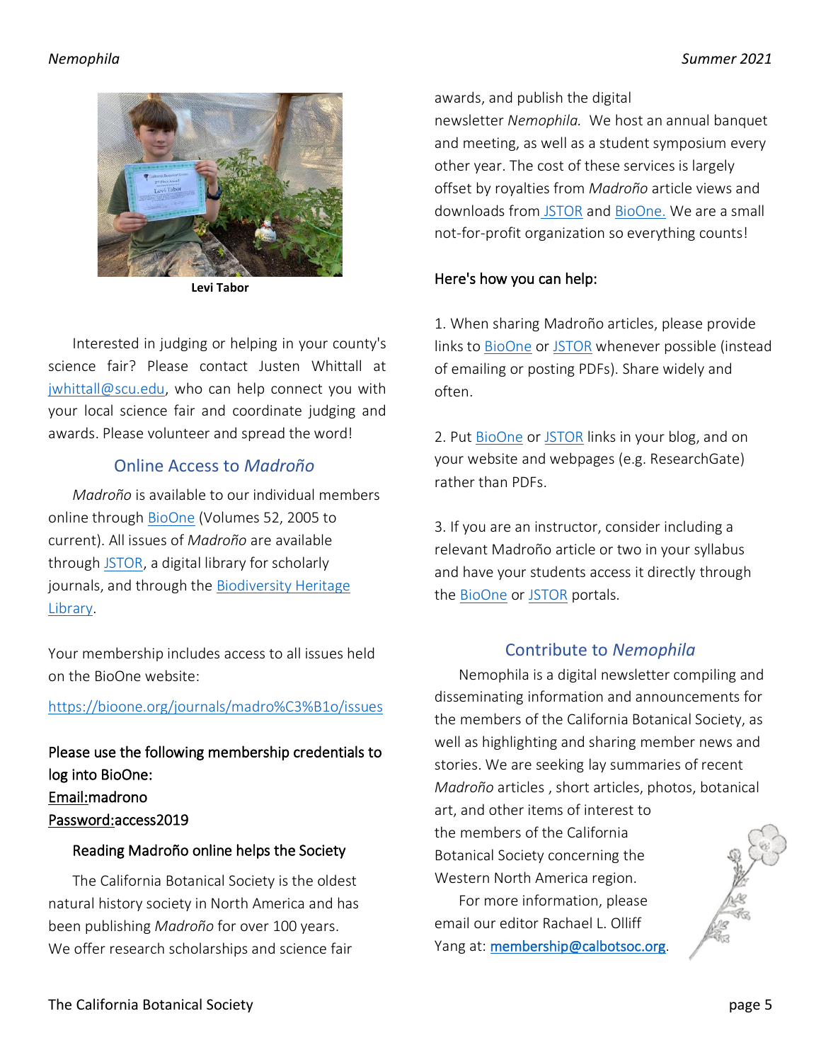Levi Tabor

Interested in judging or helping in your county's science fair? Please contact Justen Whittall at jwhittall@scu.edu, who can help connect you with your local science fair and coordinate judging and awards. Please volunteer and spread the word!

## Online Access to *Madroño*

*Madroño* is available to our individual members online through BioOne (Volumes 52, 2005 to current). All issues of *Madroño* are available through JSTOR, a digital library for scholarly journals, and through the Biodiversity Heritage Library.

Your membership includes access to all issues held on the BioOne website:

https://bioone.org/journals/madro%C3%B1o/issues

Please use the following membership credentials to log into BioOne:
Email:madrono
Password:access2019

### Reading Madroño online helps the Society

The California Botanical Society is the oldest natural history society in North America and has been publishing *Madroño* for over 100 years. We offer research scholarships and science fair awards, and publish the digital newsletter *Nemophila.* We host an annual banquet and meeting, as well as a student symposium every other year. The cost of these services is largely offset by royalties from *Madroño* article views and downloads from JSTOR and BioOne. We are a small not-for-profit organization so everything counts!

Here's how you can help:

1. When sharing Madroño articles, please provide links to BioOne or JSTOR whenever possible (instead of emailing or posting PDFs). Share widely and often.

2. Put BioOne or JSTOR links in your blog, and on your website and webpages (e.g. ResearchGate) rather than PDFs.

3. If you are an instructor, consider including a relevant Madroño article or two in your syllabus and have your students access it directly through the BioOne or JSTOR portals.

## Contribute to *Nemophila*

Nemophila is a digital newsletter compiling and disseminating information and announcements for the members of the California Botanical Society, as well as highlighting and sharing member news and stories. We are seeking lay summaries of recent *Madroño* articles , short articles, photos, botanical art, and other items of interest to the members of the California Botanical Society concerning the Western North America region.

For more information, please email our editor Rachael L. Olliff Yang at: membership@calbotsoc.org.